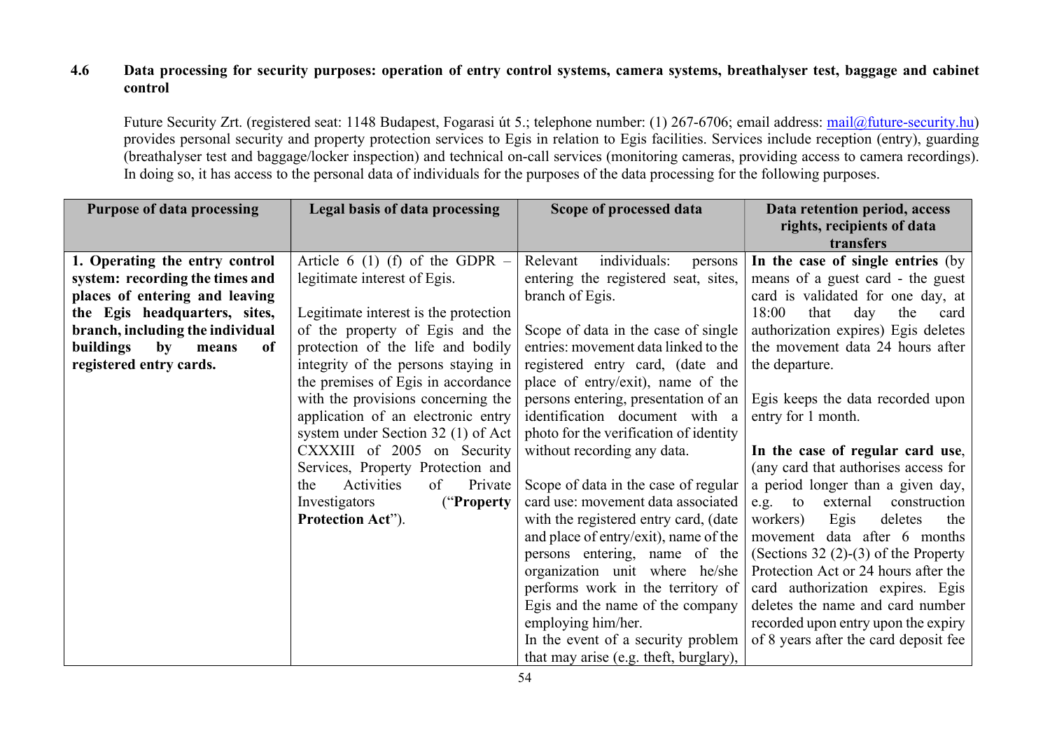### 4.6 Data processing for security purposes: operation of entry control systems, camera systems, breathalyser test, baggage and cabinet control

Future Security Zrt. (registered seat: 1148 Budapest, Fogarasi út 5.; telephone number: (1) 267-6706; email address: mail@future-security.hu) provides personal security and property protection services to Egis in relation to Egis facilities. Services include reception (entry), guarding (breathalyser test and baggage/locker inspection) and technical on-call services (monitoring cameras, providing access to camera recordings). In doing so, it has access to the personal data of individuals for the purposes of the data processing for the following purposes.

| Purpose of data processing | Legal basis of data processing | Scope of processed data | Data retention period, access rights, recipients of data transfers |
|---|---|---|---|
| **1. Operating the entry control system: recording the times and places of entering and leaving the Egis headquarters, sites, branch, including the individual buildings by means of registered entry cards.** | Article 6 (1) (f) of the GDPR – legitimate interest of Egis.<br><br>Legitimate interest is the protection of the property of Egis and the protection of the life and bodily integrity of the persons staying in the premises of Egis in accordance with the provisions concerning the application of an electronic entry system under Section 32 (1) of Act CXXXIII of 2005 on Security Services, Property Protection and the Activities of Private Investigators ("**Property Protection Act**"). | Relevant individuals: persons entering the registered seat, sites, branch of Egis.<br><br>Scope of data in the case of single entries: movement data linked to the registered entry card, (date and place of entry/exit), name of the persons entering, presentation of an identification document with a photo for the verification of identity without recording any data.<br><br>Scope of data in the case of regular card use: movement data associated with the registered entry card, (date and place of entry/exit), name of the persons entering, name of the organization unit where he/she performs work in the territory of Egis and the name of the company employing him/her.<br>In the event of a security problem that may arise (e.g. theft, burglary), | **In the case of single entries** (by means of a guest card - the guest card is validated for one day, at 18:00 that day the card authorization expires) Egis deletes the movement data 24 hours after the departure.<br><br>Egis keeps the data recorded upon entry for 1 month.<br><br>**In the case of regular card use**, (any card that authorises access for a period longer than a given day, e.g. to external construction workers) Egis deletes the movement data after 6 months (Sections 32 (2)-(3) of the Property Protection Act or 24 hours after the card authorization expires. Egis deletes the name and card number recorded upon entry upon the expiry of 8 years after the card deposit fee |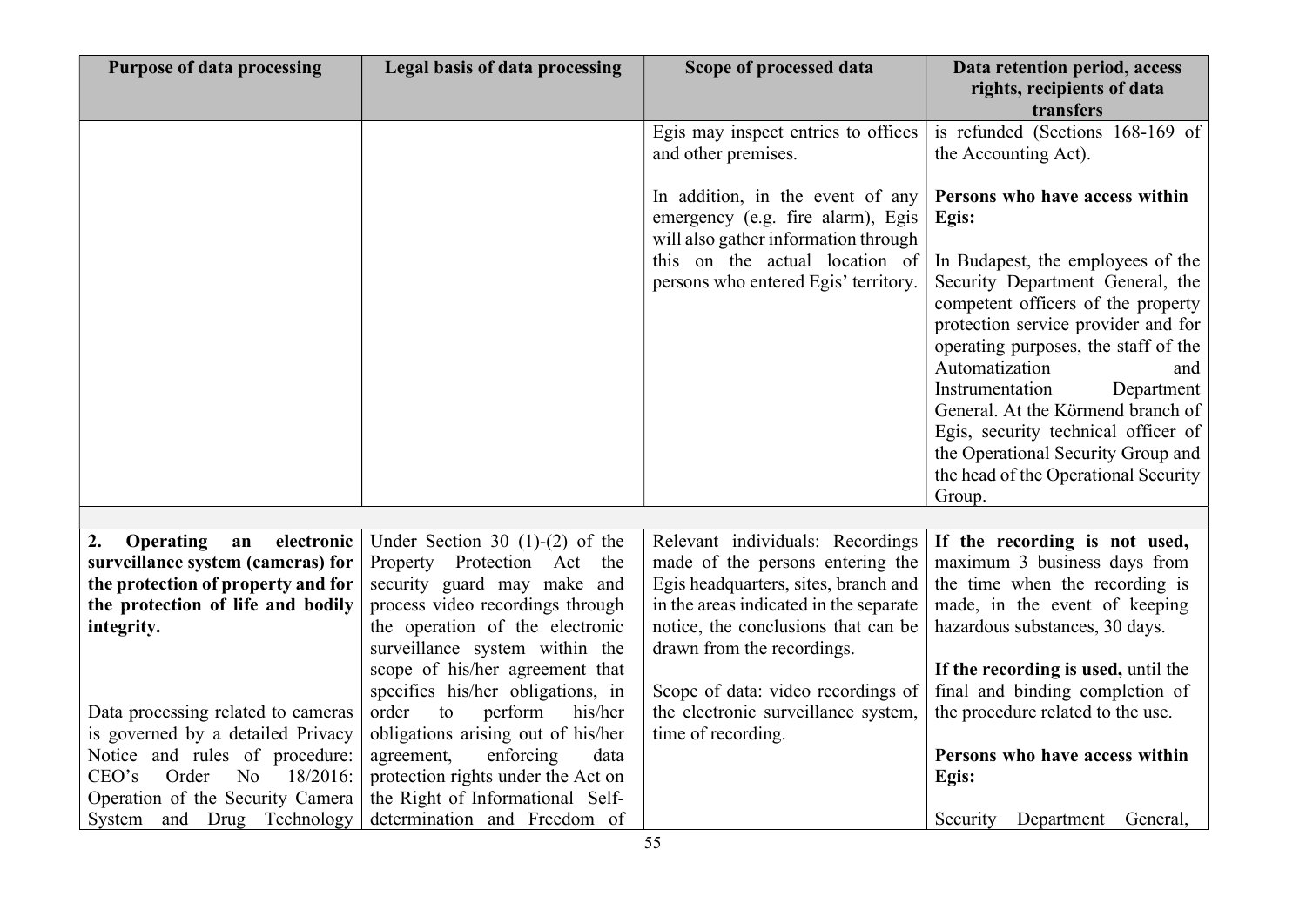| Purpose of data processing | Legal basis of data processing | Scope of processed data | Data retention period, access rights, recipients of data transfers |
|---|---|---|---|
| | | Egis may inspect entries to offices and other premises.<br><br>In addition, in the event of any emergency (e.g. fire alarm), Egis will also gather information through this on the actual location of persons who entered Egis' territory. | is refunded (Sections 168-169 of the Accounting Act).<br><br>**Persons who have access within Egis:**<br><br>In Budapest, the employees of the Security Department General, the competent officers of the property protection service provider and for operating purposes, the staff of the Automatization and Instrumentation Department General. At the Körmend branch of Egis, security technical officer of the Operational Security Group and the head of the Operational Security Group. |
| | | | |
| **2. Operating an electronic surveillance system (cameras) for the protection of property and for the protection of life and bodily integrity.**<br><br>Data processing related to cameras is governed by a detailed Privacy Notice and rules of procedure: CEO's Order No 18/2016: Operation of the Security Camera System and Drug Technology | Under Section 30 (1)-(2) of the Property Protection Act the security guard may make and process video recordings through the operation of the electronic surveillance system within the scope of his/her agreement that specifies his/her obligations, in order to perform his/her obligations arising out of his/her agreement, enforcing data protection rights under the Act on the Right of Informational Self-determination and Freedom of | Relevant individuals: Recordings made of the persons entering the Egis headquarters, sites, branch and in the areas indicated in the separate notice, the conclusions that can be drawn from the recordings.<br><br>Scope of data: video recordings of the electronic surveillance system, time of recording. | **If the recording is not used,** maximum 3 business days from the time when the recording is made, in the event of keeping hazardous substances, 30 days.<br><br>**If the recording is used,** until the final and binding completion of the procedure related to the use.<br><br>**Persons who have access within Egis:**<br><br>Security Department General, |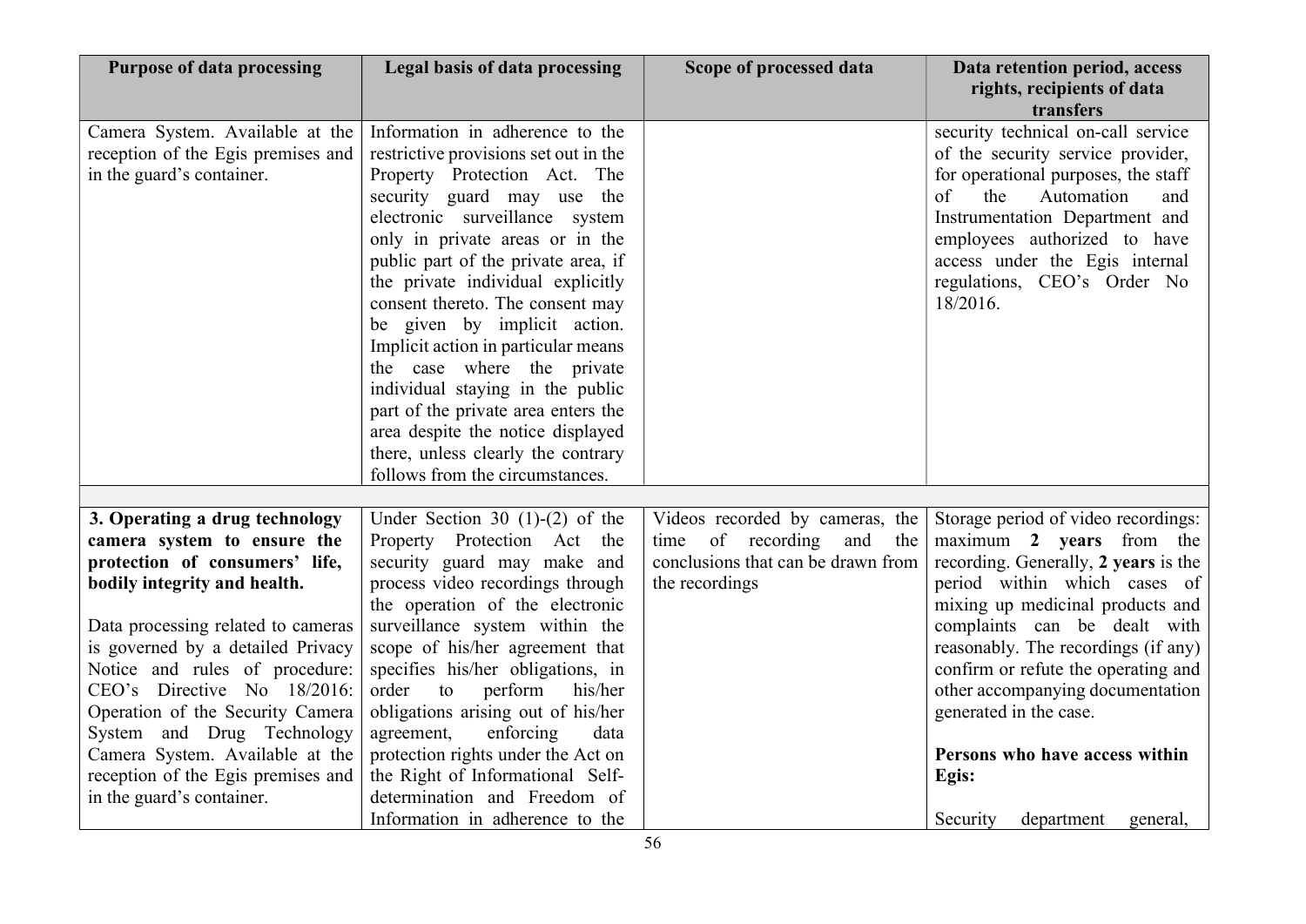| Purpose of data processing | Legal basis of data processing | Scope of processed data | Data retention period, access rights, recipients of data transfers |
|---|---|---|---|
| Camera System. Available at the reception of the Egis premises and in the guard's container. | Information in adherence to the restrictive provisions set out in the Property Protection Act. The security guard may use the electronic surveillance system only in private areas or in the public part of the private area, if the private individual explicitly consent thereto. The consent may be given by implicit action. Implicit action in particular means the case where the private individual staying in the public part of the private area enters the area despite the notice displayed there, unless clearly the contrary follows from the circumstances. | | security technical on-call service of the security service provider, for operational purposes, the staff of the Automation and Instrumentation Department and employees authorized to have access under the Egis internal regulations, CEO's Order No 18/2016. |
| | | | |
| **3. Operating a drug technology camera system to ensure the protection of consumers' life, bodily integrity and health.**<br><br>Data processing related to cameras is governed by a detailed Privacy Notice and rules of procedure: CEO's Directive No 18/2016: Operation of the Security Camera System and Drug Technology Camera System. Available at the reception of the Egis premises and in the guard's container. | Under Section 30 (1)-(2) of the Property Protection Act the security guard may make and process video recordings through the operation of the electronic surveillance system within the scope of his/her agreement that specifies his/her obligations, in order to perform his/her obligations arising out of his/her agreement, enforcing data protection rights under the Act on the Right of Informational Self-determination and Freedom of Information in adherence to the | Videos recorded by cameras, the time of recording and the conclusions that can be drawn from the recordings | Storage period of video recordings: maximum **2 years** from the recording. Generally, **2 years** is the period within which cases of mixing up medicinal products and complaints can be dealt with reasonably. The recordings (if any) confirm or refute the operating and other accompanying documentation generated in the case.<br><br>**Persons who have access within Egis:**<br><br>Security department general, |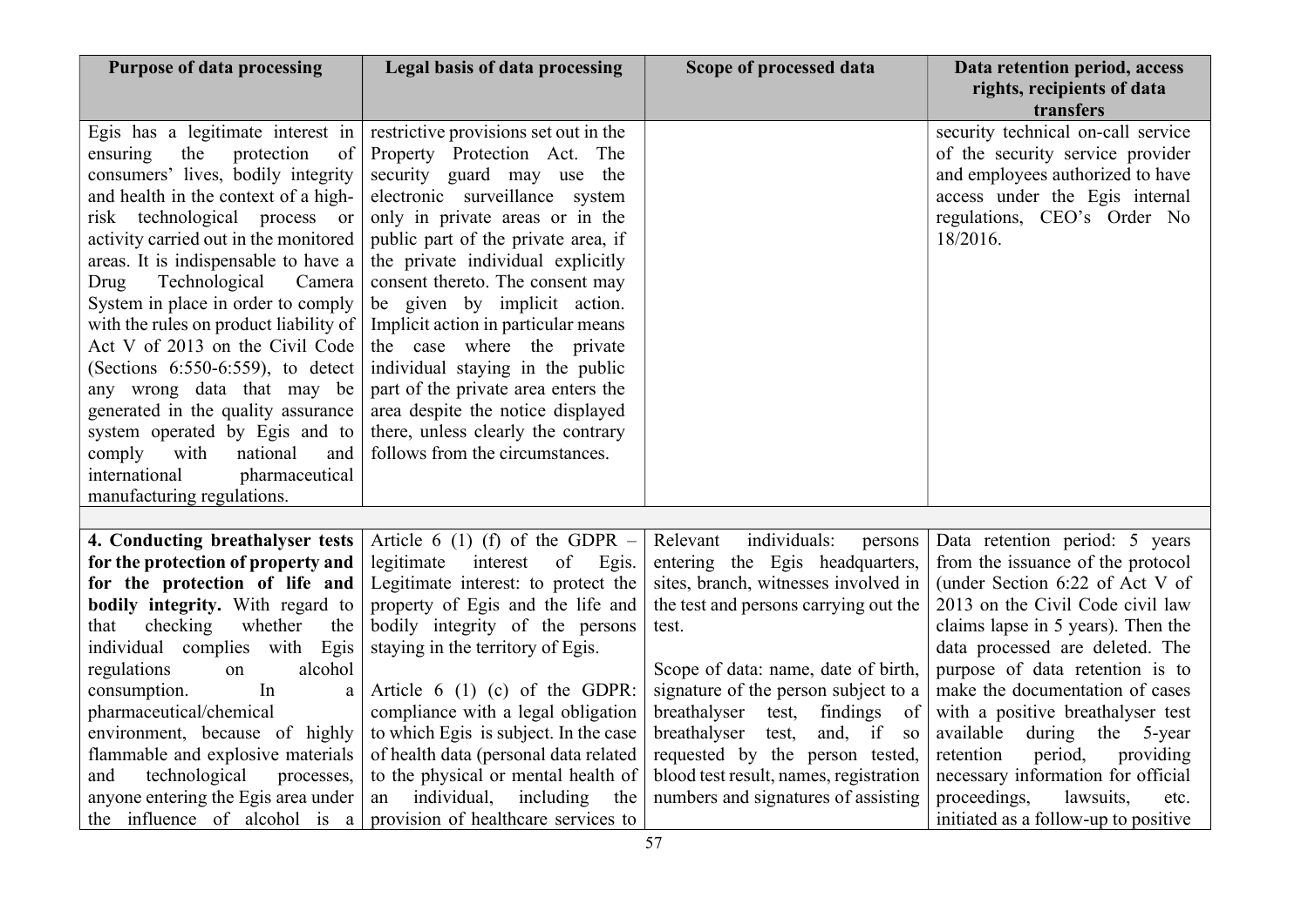| Purpose of data processing | Legal basis of data processing | Scope of processed data | Data retention period, access rights, recipients of data transfers |
|---|---|---|---|
| Egis has a legitimate interest in ensuring the protection of consumers' lives, bodily integrity and health in the context of a high-risk technological process or activity carried out in the monitored areas. It is indispensable to have a Drug Technological Camera System in place in order to comply with the rules on product liability of Act V of 2013 on the Civil Code (Sections 6:550-6:559), to detect any wrong data that may be generated in the quality assurance system operated by Egis and to comply with national and international pharmaceutical manufacturing regulations. | restrictive provisions set out in the Property Protection Act. The security guard may use the electronic surveillance system only in private areas or in the public part of the private area, if the private individual explicitly consent thereto. The consent may be given by implicit action. Implicit action in particular means the case where the private individual staying in the public part of the private area enters the area despite the notice displayed there, unless clearly the contrary follows from the circumstances. | | security technical on-call service of the security service provider and employees authorized to have access under the Egis internal regulations, CEO's Order No 18/2016. |
| | | | |
| **4. Conducting breathalyser tests for the protection of property and for the protection of life and bodily integrity.** With regard to that checking whether the individual complies with Egis regulations on alcohol consumption. In a pharmaceutical/chemical environment, because of highly flammable and explosive materials and technological processes, anyone entering the Egis area under the influence of alcohol is a | Article 6 (1) (f) of the GDPR – legitimate interest of Egis. Legitimate interest: to protect the property of Egis and the life and bodily integrity of the persons staying in the territory of Egis.<br><br>Article 6 (1) (c) of the GDPR: compliance with a legal obligation to which Egis is subject. In the case of health data (personal data related to the physical or mental health of an individual, including the provision of healthcare services to | Relevant individuals: persons entering the Egis headquarters, sites, branch, witnesses involved in the test and persons carrying out the test.<br><br>Scope of data: name, date of birth, signature of the person subject to a breathalyser test, findings of breathalyser test, and, if so requested by the person tested, blood test result, names, registration numbers and signatures of assisting | Data retention period: 5 years from the issuance of the protocol (under Section 6:22 of Act V of 2013 on the Civil Code civil law claims lapse in 5 years). Then the data processed are deleted. The purpose of data retention is to make the documentation of cases with a positive breathalyser test available during the 5-year retention period, providing necessary information for official proceedings, lawsuits, etc. initiated as a follow-up to positive |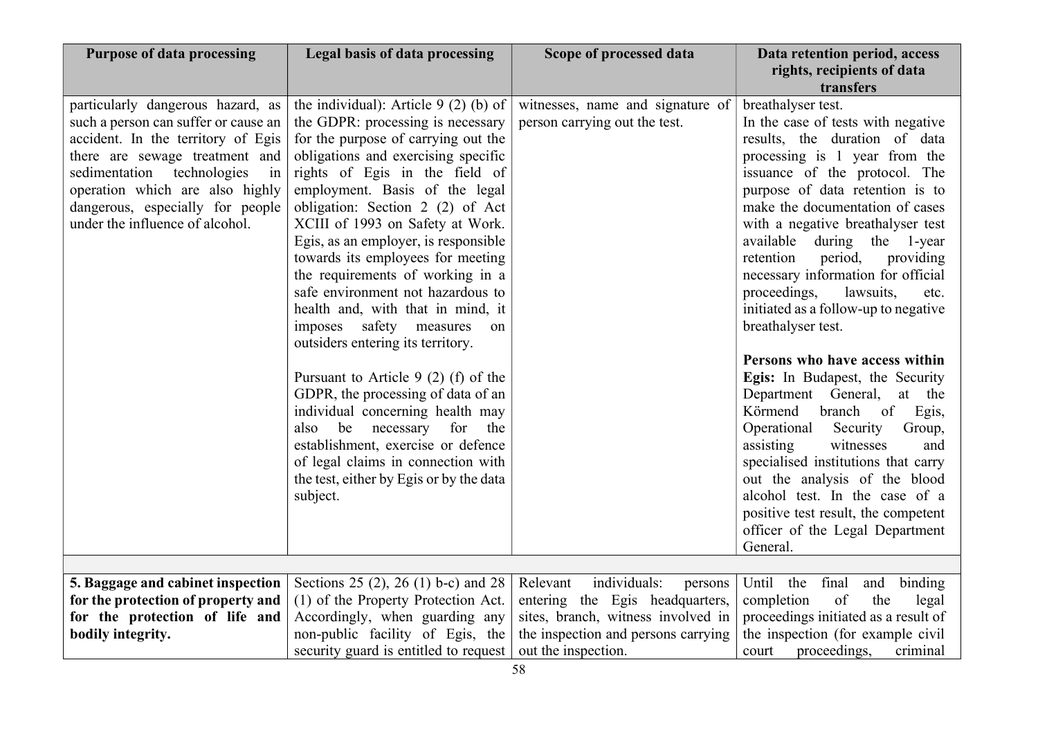| Purpose of data processing | Legal basis of data processing | Scope of processed data | Data retention period, access rights, recipients of data transfers |
|---|---|---|---|
| particularly dangerous hazard, as such a person can suffer or cause an accident. In the territory of Egis there are sewage treatment and sedimentation technologies in operation which are also highly dangerous, especially for people under the influence of alcohol. | the individual): Article 9 (2) (b) of the GDPR: processing is necessary for the purpose of carrying out the obligations and exercising specific rights of Egis in the field of employment. Basis of the legal obligation: Section 2 (2) of Act XCIII of 1993 on Safety at Work. Egis, as an employer, is responsible towards its employees for meeting the requirements of working in a safe environment not hazardous to health and, with that in mind, it imposes safety measures on outsiders entering its territory.<br><br>Pursuant to Article 9 (2) (f) of the GDPR, the processing of data of an individual concerning health may also be necessary for the establishment, exercise or defence of legal claims in connection with the test, either by Egis or by the data subject. | witnesses, name and signature of person carrying out the test. | breathalyser test.<br>In the case of tests with negative results, the duration of data processing is 1 year from the issuance of the protocol. The purpose of data retention is to make the documentation of cases with a negative breathalyser test available during the 1-year retention period, providing necessary information for official proceedings, lawsuits, etc. initiated as a follow-up to negative breathalyser test.<br><br>**Persons who have access within Egis:** In Budapest, the Security Department General, at the Körmend branch of Egis, Operational Security Group, assisting witnesses and specialised institutions that carry out the analysis of the blood alcohol test. In the case of a positive test result, the competent officer of the Legal Department General. |
| | | | |
| **5. Baggage and cabinet inspection for the protection of property and for the protection of life and bodily integrity.** | Sections 25 (2), 26 (1) b-c) and 28 (1) of the Property Protection Act. Accordingly, when guarding any non-public facility of Egis, the security guard is entitled to request | Relevant individuals: persons entering the Egis headquarters, sites, branch, witness involved in the inspection and persons carrying out the inspection. | Until the final and binding completion of the legal proceedings initiated as a result of the inspection (for example civil court proceedings, criminal |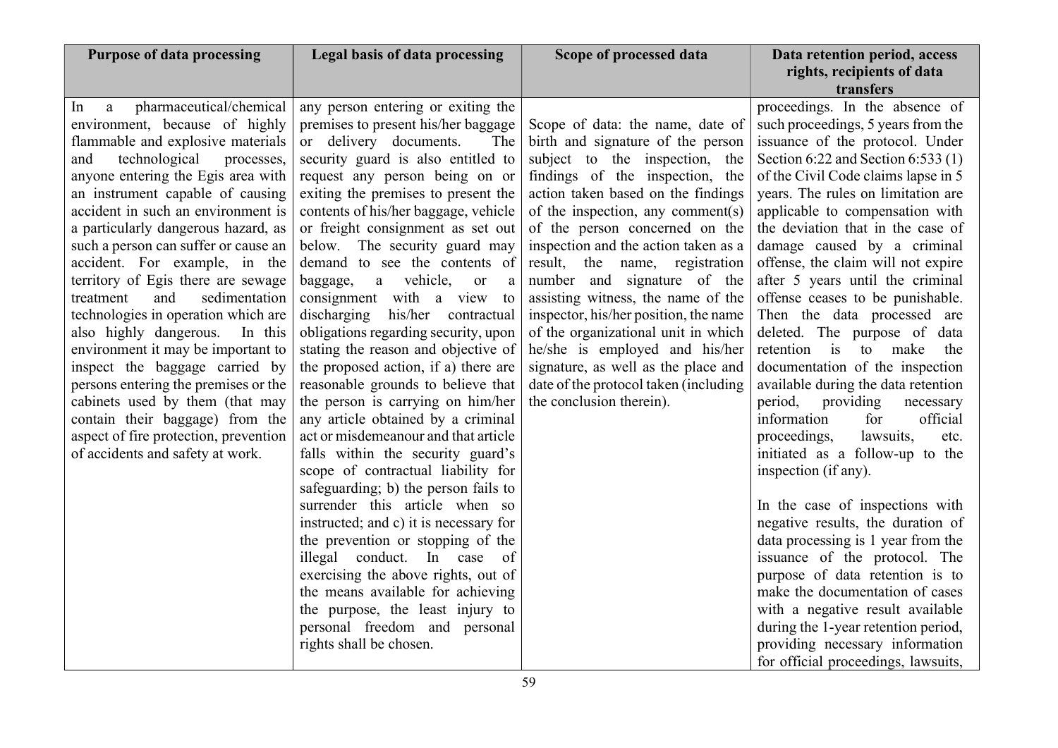| Purpose of data processing | Legal basis of data processing | Scope of processed data | Data retention period, access rights, recipients of data transfers |
|---|---|---|---|
| In a pharmaceutical/chemical environment, because of highly flammable and explosive materials and technological processes, anyone entering the Egis area with an instrument capable of causing accident in such an environment is a particularly dangerous hazard, as such a person can suffer or cause an accident. For example, in the territory of Egis there are sewage treatment and sedimentation technologies in operation which are also highly dangerous. In this environment it may be important to inspect the baggage carried by persons entering the premises or the cabinets used by them (that may contain their baggage) from the aspect of fire protection, prevention of accidents and safety at work. | any person entering or exiting the premises to present his/her baggage or delivery documents. The security guard is also entitled to request any person being on or exiting the premises to present the contents of his/her baggage, vehicle or freight consignment as set out below. The security guard may demand to see the contents of baggage, a vehicle, or a consignment with a view to discharging his/her contractual obligations regarding security, upon stating the reason and objective of the proposed action, if a) there are reasonable grounds to believe that the person is carrying on him/her any article obtained by a criminal act or misdemeanour and that article falls within the security guard's scope of contractual liability for safeguarding; b) the person fails to surrender this article when so instructed; and c) it is necessary for the prevention or stopping of the illegal conduct. In case of exercising the above rights, out of the means available for achieving the purpose, the least injury to personal freedom and personal rights shall be chosen. | Scope of data: the name, date of birth and signature of the person subject to the inspection, the findings of the inspection, the action taken based on the findings of the inspection, any comment(s) of the person concerned on the inspection and the action taken as a result, the name, registration number and signature of the assisting witness, the name of the inspector, his/her position, the name of the organizational unit in which he/she is employed and his/her signature, as well as the place and date of the protocol taken (including the conclusion therein). | proceedings. In the absence of such proceedings, 5 years from the issuance of the protocol. Under Section 6:22 and Section 6:533 (1) of the Civil Code claims lapse in 5 years. The rules on limitation are applicable to compensation with the deviation that in the case of damage caused by a criminal offense, the claim will not expire after 5 years until the criminal offense ceases to be punishable. Then the data processed are deleted. The purpose of data retention is to make the documentation of the inspection available during the data retention period, providing necessary information for official proceedings, lawsuits, etc. initiated as a follow-up to the inspection (if any).<br><br>In the case of inspections with negative results, the duration of data processing is 1 year from the issuance of the protocol. The purpose of data retention is to make the documentation of cases with a negative result available during the 1-year retention period, providing necessary information for official proceedings, lawsuits, |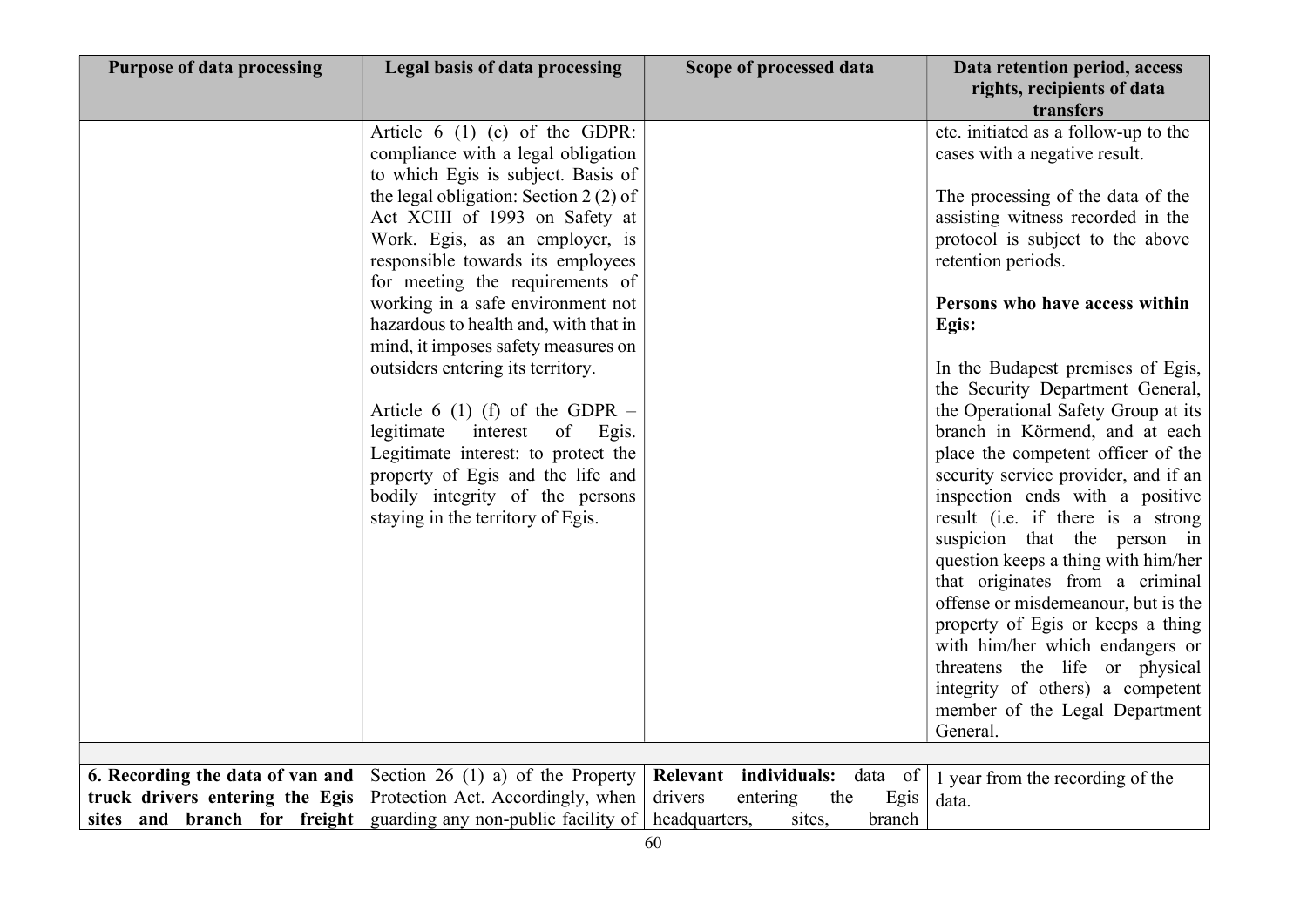| Purpose of data processing | Legal basis of data processing | Scope of processed data | Data retention period, access rights, recipients of data transfers |
|---|---|---|---|
| | Article 6 (1) (c) of the GDPR: compliance with a legal obligation to which Egis is subject. Basis of the legal obligation: Section 2 (2) of Act XCIII of 1993 on Safety at Work. Egis, as an employer, is responsible towards its employees for meeting the requirements of working in a safe environment not hazardous to health and, with that in mind, it imposes safety measures on outsiders entering its territory.<br><br>Article 6 (1) (f) of the GDPR – legitimate interest of Egis. Legitimate interest: to protect the property of Egis and the life and bodily integrity of the persons staying in the territory of Egis. | | etc. initiated as a follow-up to the cases with a negative result.<br><br>The processing of the data of the assisting witness recorded in the protocol is subject to the above retention periods.<br><br>**Persons who have access within Egis:**<br><br>In the Budapest premises of Egis, the Security Department General, the Operational Safety Group at its branch in Körmend, and at each place the competent officer of the security service provider, and if an inspection ends with a positive result (i.e. if there is a strong suspicion that the person in question keeps a thing with him/her that originates from a criminal offense or misdemeanour, but is the property of Egis or keeps a thing with him/her which endangers or threatens the life or physical integrity of others) a competent member of the Legal Department General. |
| | | | |
| **6. Recording the data of van and truck drivers entering the Egis sites and branch for freight** | Section 26 (1) a) of the Property Protection Act. Accordingly, when guarding any non-public facility of | **Relevant individuals:** data of drivers entering the Egis headquarters, sites, branch | 1 year from the recording of the data. |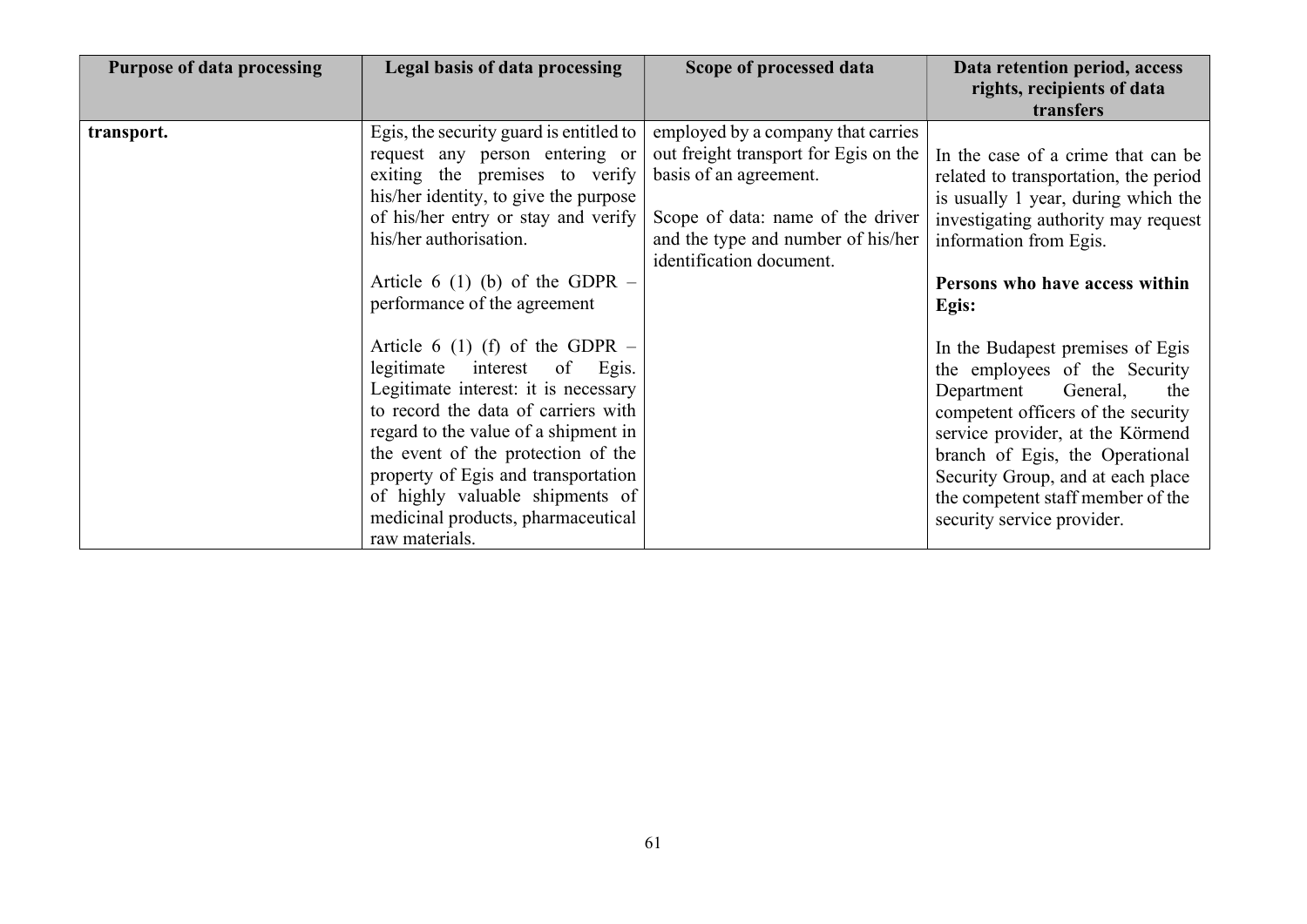| Purpose of data processing | Legal basis of data processing | Scope of processed data | Data retention period, access rights, recipients of data transfers |
|---|---|---|---|
| **transport.** | Egis, the security guard is entitled to request any person entering or exiting the premises to verify his/her identity, to give the purpose of his/her entry or stay and verify his/her authorisation.<br><br>Article 6 (1) (b) of the GDPR – performance of the agreement<br><br>Article 6 (1) (f) of the GDPR – legitimate interest of Egis. Legitimate interest: it is necessary to record the data of carriers with regard to the value of a shipment in the event of the protection of the property of Egis and transportation of highly valuable shipments of medicinal products, pharmaceutical raw materials. | employed by a company that carries out freight transport for Egis on the basis of an agreement.<br><br>Scope of data: name of the driver and the type and number of his/her identification document. | In the case of a crime that can be related to transportation, the period is usually 1 year, during which the investigating authority may request information from Egis.<br><br>**Persons who have access within Egis:**<br><br>In the Budapest premises of Egis the employees of the Security Department General, the competent officers of the security service provider, at the Körmend branch of Egis, the Operational Security Group, and at each place the competent staff member of the security service provider. |